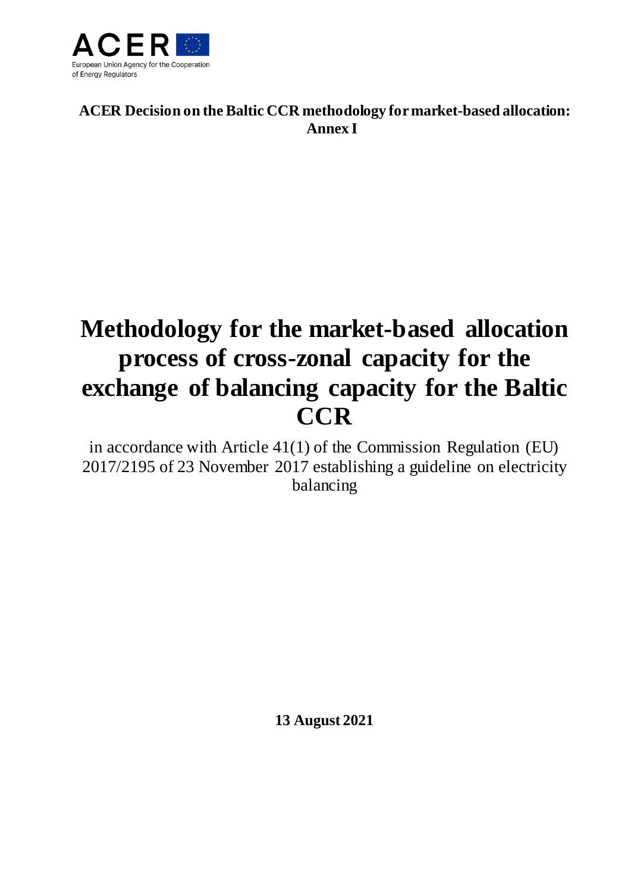ACER

European Union Agency for the Cooperation of Energy Regulators

**ACER Decision on the Baltic CCR methodology for market-based allocation: Annex I**

# Methodology for the market-based allocation process of cross-zonal capacity for the exchange of balancing capacity for the Baltic CCR

in accordance with Article 41(1) of the Commission Regulation (EU) 2017/2195 of 23 November 2017 establishing a guideline on electricity balancing

**13 August 2021**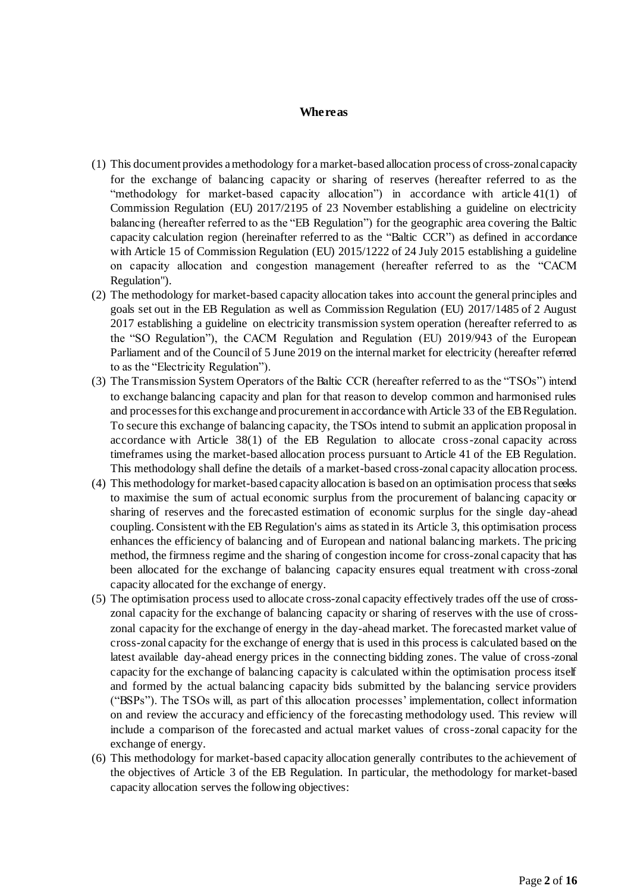## Whereas

(1) This document provides a methodology for a market-based allocation process of cross-zonal capacity for the exchange of balancing capacity or sharing of reserves (hereafter referred to as the "methodology for market-based capacity allocation") in accordance with article 41(1) of Commission Regulation (EU) 2017/2195 of 23 November establishing a guideline on electricity balancing (hereafter referred to as the "EB Regulation") for the geographic area covering the Baltic capacity calculation region (hereinafter referred to as the "Baltic CCR") as defined in accordance with Article 15 of Commission Regulation (EU) 2015/1222 of 24 July 2015 establishing a guideline on capacity allocation and congestion management (hereafter referred to as the "CACM Regulation").

(2) The methodology for market-based capacity allocation takes into account the general principles and goals set out in the EB Regulation as well as Commission Regulation (EU) 2017/1485 of 2 August 2017 establishing a guideline on electricity transmission system operation (hereafter referred to as the "SO Regulation"), the CACM Regulation and Regulation (EU) 2019/943 of the European Parliament and of the Council of 5 June 2019 on the internal market for electricity (hereafter referred to as the "Electricity Regulation").

(3) The Transmission System Operators of the Baltic CCR (hereafter referred to as the "TSOs") intend to exchange balancing capacity and plan for that reason to develop common and harmonised rules and processes for this exchange and procurement in accordance with Article 33 of the EB Regulation. To secure this exchange of balancing capacity, the TSOs intend to submit an application proposal in accordance with Article 38(1) of the EB Regulation to allocate cross-zonal capacity across timeframes using the market-based allocation process pursuant to Article 41 of the EB Regulation. This methodology shall define the details of a market-based cross-zonal capacity allocation process.

(4) This methodology for market-based capacity allocation is based on an optimisation process that seeks to maximise the sum of actual economic surplus from the procurement of balancing capacity or sharing of reserves and the forecasted estimation of economic surplus for the single day-ahead coupling. Consistent with the EB Regulation's aims as stated in its Article 3, this optimisation process enhances the efficiency of balancing and of European and national balancing markets. The pricing method, the firmness regime and the sharing of congestion income for cross-zonal capacity that has been allocated for the exchange of balancing capacity ensures equal treatment with cross-zonal capacity allocated for the exchange of energy.

(5) The optimisation process used to allocate cross-zonal capacity effectively trades off the use of cross-zonal capacity for the exchange of balancing capacity or sharing of reserves with the use of cross-zonal capacity for the exchange of energy in the day-ahead market. The forecasted market value of cross-zonal capacity for the exchange of energy that is used in this process is calculated based on the latest available day-ahead energy prices in the connecting bidding zones. The value of cross-zonal capacity for the exchange of balancing capacity is calculated within the optimisation process itself and formed by the actual balancing capacity bids submitted by the balancing service providers ("BSPs"). The TSOs will, as part of this allocation processes' implementation, collect information on and review the accuracy and efficiency of the forecasting methodology used. This review will include a comparison of the forecasted and actual market values of cross-zonal capacity for the exchange of energy.

(6) This methodology for market-based capacity allocation generally contributes to the achievement of the objectives of Article 3 of the EB Regulation. In particular, the methodology for market-based capacity allocation serves the following objectives: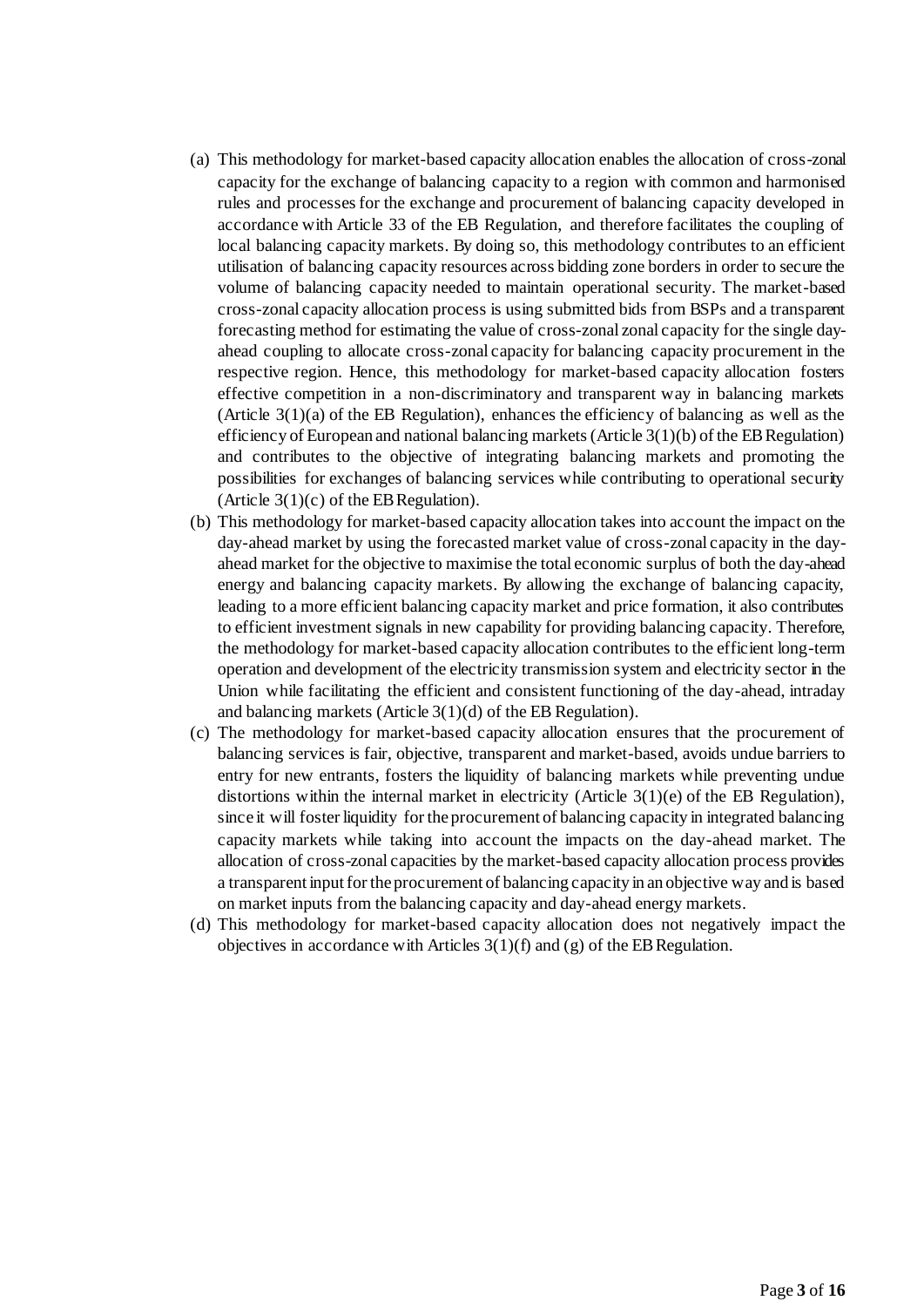(a) This methodology for market-based capacity allocation enables the allocation of cross-zonal capacity for the exchange of balancing capacity to a region with common and harmonised rules and processes for the exchange and procurement of balancing capacity developed in accordance with Article 33 of the EB Regulation, and therefore facilitates the coupling of local balancing capacity markets. By doing so, this methodology contributes to an efficient utilisation of balancing capacity resources across bidding zone borders in order to secure the volume of balancing capacity needed to maintain operational security. The market-based cross-zonal capacity allocation process is using submitted bids from BSPs and a transparent forecasting method for estimating the value of cross-zonal zonal capacity for the single day-ahead coupling to allocate cross-zonal capacity for balancing capacity procurement in the respective region. Hence, this methodology for market-based capacity allocation fosters effective competition in a non-discriminatory and transparent way in balancing markets (Article 3(1)(a) of the EB Regulation), enhances the efficiency of balancing as well as the efficiency of European and national balancing markets (Article 3(1)(b) of the EB Regulation) and contributes to the objective of integrating balancing markets and promoting the possibilities for exchanges of balancing services while contributing to operational security (Article 3(1)(c) of the EB Regulation).

(b) This methodology for market-based capacity allocation takes into account the impact on the day-ahead market by using the forecasted market value of cross-zonal capacity in the day-ahead market for the objective to maximise the total economic surplus of both the day-ahead energy and balancing capacity markets. By allowing the exchange of balancing capacity, leading to a more efficient balancing capacity market and price formation, it also contributes to efficient investment signals in new capability for providing balancing capacity. Therefore, the methodology for market-based capacity allocation contributes to the efficient long-term operation and development of the electricity transmission system and electricity sector in the Union while facilitating the efficient and consistent functioning of the day-ahead, intraday and balancing markets (Article 3(1)(d) of the EB Regulation).

(c) The methodology for market-based capacity allocation ensures that the procurement of balancing services is fair, objective, transparent and market-based, avoids undue barriers to entry for new entrants, fosters the liquidity of balancing markets while preventing undue distortions within the internal market in electricity (Article 3(1)(e) of the EB Regulation), since it will foster liquidity for the procurement of balancing capacity in integrated balancing capacity markets while taking into account the impacts on the day-ahead market. The allocation of cross-zonal capacities by the market-based capacity allocation process provides a transparent input for the procurement of balancing capacity in an objective way and is based on market inputs from the balancing capacity and day-ahead energy markets.

(d) This methodology for market-based capacity allocation does not negatively impact the objectives in accordance with Articles 3(1)(f) and (g) of the EB Regulation.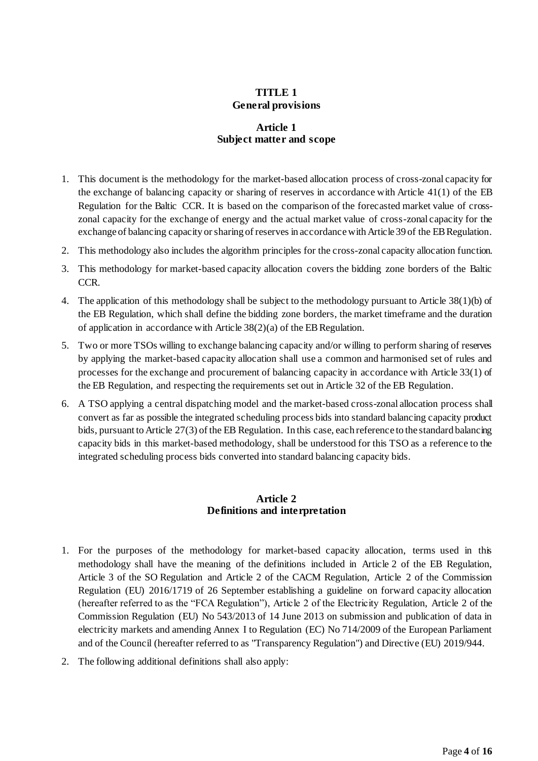# TITLE 1
# General provisions

## Article 1
## Subject matter and scope

1. This document is the methodology for the market-based allocation process of cross-zonal capacity for the exchange of balancing capacity or sharing of reserves in accordance with Article 41(1) of the EB Regulation for the Baltic CCR. It is based on the comparison of the forecasted market value of cross-zonal capacity for the exchange of energy and the actual market value of cross-zonal capacity for the exchange of balancing capacity or sharing of reserves in accordance with Article 39 of the EB Regulation.
2. This methodology also includes the algorithm principles for the cross-zonal capacity allocation function.
3. This methodology for market-based capacity allocation covers the bidding zone borders of the Baltic CCR.
4. The application of this methodology shall be subject to the methodology pursuant to Article 38(1)(b) of the EB Regulation, which shall define the bidding zone borders, the market timeframe and the duration of application in accordance with Article 38(2)(a) of the EB Regulation.
5. Two or more TSOs willing to exchange balancing capacity and/or willing to perform sharing of reserves by applying the market-based capacity allocation shall use a common and harmonised set of rules and processes for the exchange and procurement of balancing capacity in accordance with Article 33(1) of the EB Regulation, and respecting the requirements set out in Article 32 of the EB Regulation.
6. A TSO applying a central dispatching model and the market-based cross-zonal allocation process shall convert as far as possible the integrated scheduling process bids into standard balancing capacity product bids, pursuant to Article 27(3) of the EB Regulation. In this case, each reference to the standard balancing capacity bids in this market-based methodology, shall be understood for this TSO as a reference to the integrated scheduling process bids converted into standard balancing capacity bids.

## Article 2
## Definitions and interpretation

1. For the purposes of the methodology for market-based capacity allocation, terms used in this methodology shall have the meaning of the definitions included in Article 2 of the EB Regulation, Article 3 of the SO Regulation and Article 2 of the CACM Regulation, Article 2 of the Commission Regulation (EU) 2016/1719 of 26 September establishing a guideline on forward capacity allocation (hereafter referred to as the "FCA Regulation"), Article 2 of the Electricity Regulation, Article 2 of the Commission Regulation (EU) No 543/2013 of 14 June 2013 on submission and publication of data in electricity markets and amending Annex I to Regulation (EC) No 714/2009 of the European Parliament and of the Council (hereafter referred to as "Transparency Regulation") and Directive (EU) 2019/944.
2. The following additional definitions shall also apply: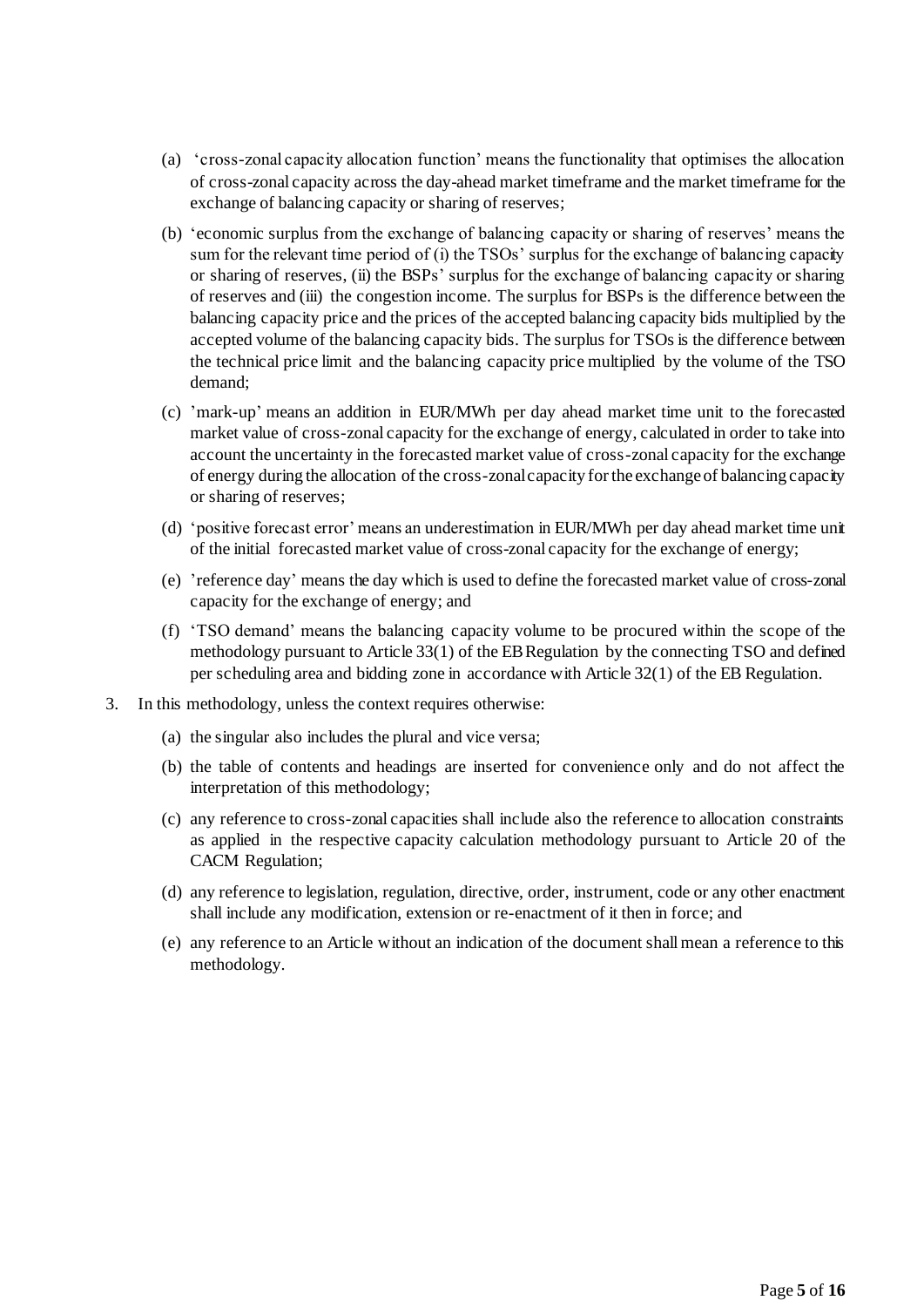(a) 'cross-zonal capacity allocation function' means the functionality that optimises the allocation of cross-zonal capacity across the day-ahead market timeframe and the market timeframe for the exchange of balancing capacity or sharing of reserves;

(b) 'economic surplus from the exchange of balancing capacity or sharing of reserves' means the sum for the relevant time period of (i) the TSOs' surplus for the exchange of balancing capacity or sharing of reserves, (ii) the BSPs' surplus for the exchange of balancing capacity or sharing of reserves and (iii) the congestion income. The surplus for BSPs is the difference between the balancing capacity price and the prices of the accepted balancing capacity bids multiplied by the accepted volume of the balancing capacity bids. The surplus for TSOs is the difference between the technical price limit and the balancing capacity price multiplied by the volume of the TSO demand;

(c) 'mark-up' means an addition in EUR/MWh per day ahead market time unit to the forecasted market value of cross-zonal capacity for the exchange of energy, calculated in order to take into account the uncertainty in the forecasted market value of cross-zonal capacity for the exchange of energy during the allocation of the cross-zonal capacity for the exchange of balancing capacity or sharing of reserves;

(d) 'positive forecast error' means an underestimation in EUR/MWh per day ahead market time unit of the initial forecasted market value of cross-zonal capacity for the exchange of energy;

(e) 'reference day' means the day which is used to define the forecasted market value of cross-zonal capacity for the exchange of energy; and

(f) 'TSO demand' means the balancing capacity volume to be procured within the scope of the methodology pursuant to Article 33(1) of the EB Regulation by the connecting TSO and defined per scheduling area and bidding zone in accordance with Article 32(1) of the EB Regulation.

3. In this methodology, unless the context requires otherwise:

   (a) the singular also includes the plural and vice versa;

   (b) the table of contents and headings are inserted for convenience only and do not affect the interpretation of this methodology;

   (c) any reference to cross-zonal capacities shall include also the reference to allocation constraints as applied in the respective capacity calculation methodology pursuant to Article 20 of the CACM Regulation;

   (d) any reference to legislation, regulation, directive, order, instrument, code or any other enactment shall include any modification, extension or re-enactment of it then in force; and

   (e) any reference to an Article without an indication of the document shall mean a reference to this methodology.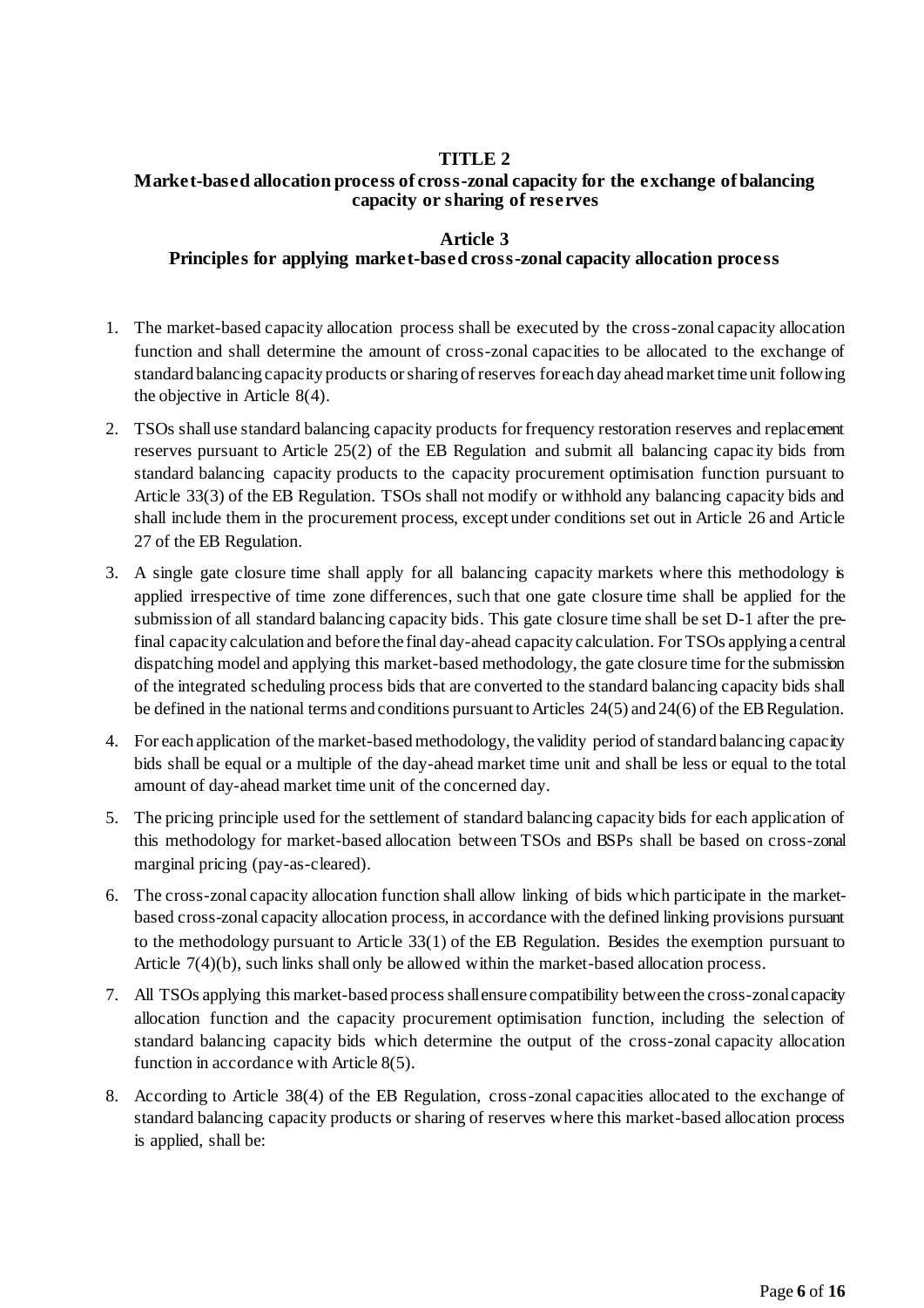## TITLE 2
## Market-based allocation process of cross-zonal capacity for the exchange of balancing capacity or sharing of reserves

### Article 3
### Principles for applying market-based cross-zonal capacity allocation process

1. The market-based capacity allocation process shall be executed by the cross-zonal capacity allocation function and shall determine the amount of cross-zonal capacities to be allocated to the exchange of standard balancing capacity products or sharing of reserves for each day ahead market time unit following the objective in Article 8(4).
2. TSOs shall use standard balancing capacity products for frequency restoration reserves and replacement reserves pursuant to Article 25(2) of the EB Regulation and submit all balancing capacity bids from standard balancing capacity products to the capacity procurement optimisation function pursuant to Article 33(3) of the EB Regulation. TSOs shall not modify or withhold any balancing capacity bids and shall include them in the procurement process, except under conditions set out in Article 26 and Article 27 of the EB Regulation.
3. A single gate closure time shall apply for all balancing capacity markets where this methodology is applied irrespective of time zone differences, such that one gate closure time shall be applied for the submission of all standard balancing capacity bids. This gate closure time shall be set D-1 after the pre-final capacity calculation and before the final day-ahead capacity calculation. For TSOs applying a central dispatching model and applying this market-based methodology, the gate closure time for the submission of the integrated scheduling process bids that are converted to the standard balancing capacity bids shall be defined in the national terms and conditions pursuant to Articles 24(5) and 24(6) of the EB Regulation.
4. For each application of the market-based methodology, the validity period of standard balancing capacity bids shall be equal or a multiple of the day-ahead market time unit and shall be less or equal to the total amount of day-ahead market time unit of the concerned day.
5. The pricing principle used for the settlement of standard balancing capacity bids for each application of this methodology for market-based allocation between TSOs and BSPs shall be based on cross-zonal marginal pricing (pay-as-cleared).
6. The cross-zonal capacity allocation function shall allow linking of bids which participate in the market-based cross-zonal capacity allocation process, in accordance with the defined linking provisions pursuant to the methodology pursuant to Article 33(1) of the EB Regulation. Besides the exemption pursuant to Article 7(4)(b), such links shall only be allowed within the market-based allocation process.
7. All TSOs applying this market-based process shall ensure compatibility between the cross-zonal capacity allocation function and the capacity procurement optimisation function, including the selection of standard balancing capacity bids which determine the output of the cross-zonal capacity allocation function in accordance with Article 8(5).
8. According to Article 38(4) of the EB Regulation, cross-zonal capacities allocated to the exchange of standard balancing capacity products or sharing of reserves where this market-based allocation process is applied, shall be: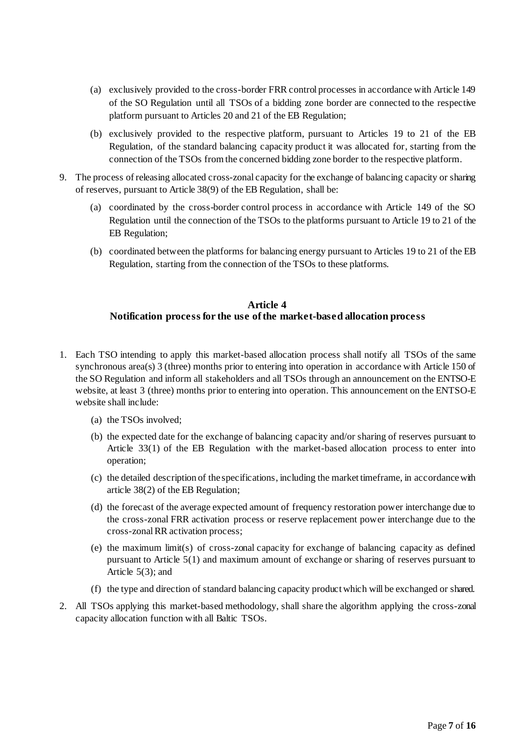(a) exclusively provided to the cross-border FRR control processes in accordance with Article 149 of the SO Regulation until all TSOs of a bidding zone border are connected to the respective platform pursuant to Articles 20 and 21 of the EB Regulation;

(b) exclusively provided to the respective platform, pursuant to Articles 19 to 21 of the EB Regulation, of the standard balancing capacity product it was allocated for, starting from the connection of the TSOs from the concerned bidding zone border to the respective platform.

9. The process of releasing allocated cross-zonal capacity for the exchange of balancing capacity or sharing of reserves, pursuant to Article 38(9) of the EB Regulation, shall be:

   (a) coordinated by the cross-border control process in accordance with Article 149 of the SO Regulation until the connection of the TSOs to the platforms pursuant to Article 19 to 21 of the EB Regulation;

   (b) coordinated between the platforms for balancing energy pursuant to Articles 19 to 21 of the EB Regulation, starting from the connection of the TSOs to these platforms.

## Article 4
## Notification process for the use of the market-based allocation process

1. Each TSO intending to apply this market-based allocation process shall notify all TSOs of the same synchronous area(s) 3 (three) months prior to entering into operation in accordance with Article 150 of the SO Regulation and inform all stakeholders and all TSOs through an announcement on the ENTSO-E website, at least 3 (three) months prior to entering into operation. This announcement on the ENTSO-E website shall include:

   (a) the TSOs involved;

   (b) the expected date for the exchange of balancing capacity and/or sharing of reserves pursuant to Article 33(1) of the EB Regulation with the market-based allocation process to enter into operation;

   (c) the detailed description of the specifications, including the market timeframe, in accordance with article 38(2) of the EB Regulation;

   (d) the forecast of the average expected amount of frequency restoration power interchange due to the cross-zonal FRR activation process or reserve replacement power interchange due to the cross-zonal RR activation process;

   (e) the maximum limit(s) of cross-zonal capacity for exchange of balancing capacity as defined pursuant to Article 5(1) and maximum amount of exchange or sharing of reserves pursuant to Article 5(3); and

   (f) the type and direction of standard balancing capacity product which will be exchanged or shared.

2. All TSOs applying this market-based methodology, shall share the algorithm applying the cross-zonal capacity allocation function with all Baltic TSOs.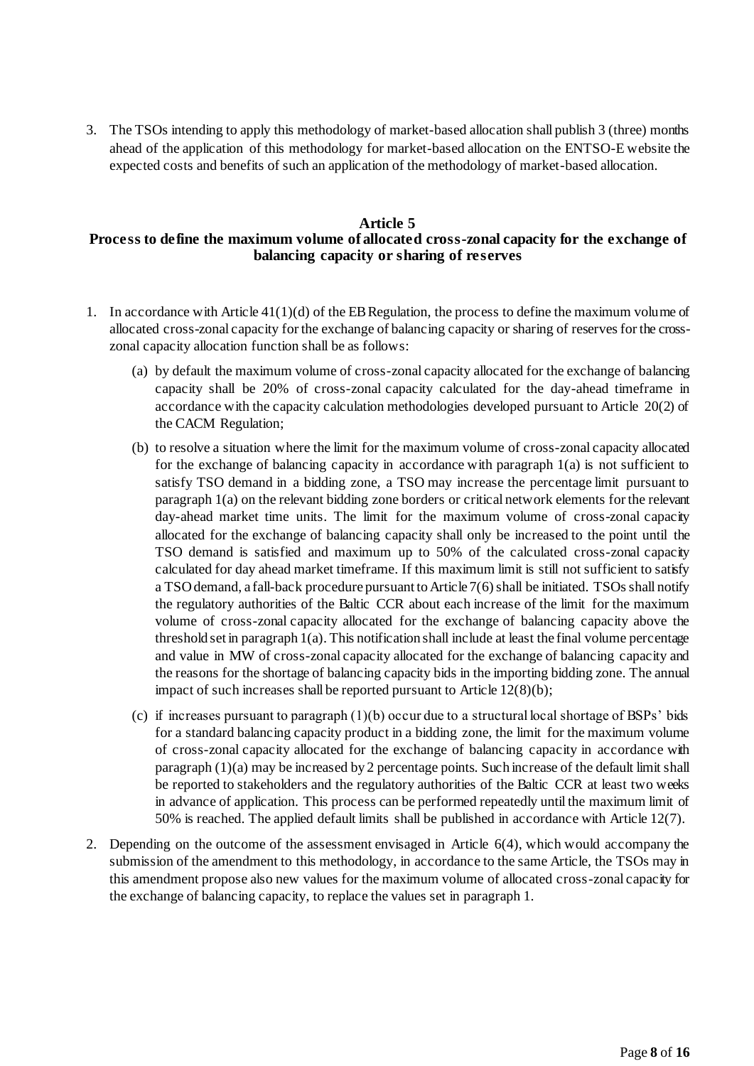3. The TSOs intending to apply this methodology of market-based allocation shall publish 3 (three) months ahead of the application of this methodology for market-based allocation on the ENTSO-E website the expected costs and benefits of such an application of the methodology of market-based allocation.

## Article 5

## Process to define the maximum volume of allocated cross-zonal capacity for the exchange of balancing capacity or sharing of reserves

1. In accordance with Article 41(1)(d) of the EB Regulation, the process to define the maximum volume of allocated cross-zonal capacity for the exchange of balancing capacity or sharing of reserves for the cross-zonal capacity allocation function shall be as follows:

   (a) by default the maximum volume of cross-zonal capacity allocated for the exchange of balancing capacity shall be 20% of cross-zonal capacity calculated for the day-ahead timeframe in accordance with the capacity calculation methodologies developed pursuant to Article 20(2) of the CACM Regulation;

   (b) to resolve a situation where the limit for the maximum volume of cross-zonal capacity allocated for the exchange of balancing capacity in accordance with paragraph 1(a) is not sufficient to satisfy TSO demand in a bidding zone, a TSO may increase the percentage limit pursuant to paragraph 1(a) on the relevant bidding zone borders or critical network elements for the relevant day-ahead market time units. The limit for the maximum volume of cross-zonal capacity allocated for the exchange of balancing capacity shall only be increased to the point until the TSO demand is satisfied and maximum up to 50% of the calculated cross-zonal capacity calculated for day ahead market timeframe. If this maximum limit is still not sufficient to satisfy a TSO demand, a fall-back procedure pursuant to Article 7(6) shall be initiated. TSOs shall notify the regulatory authorities of the Baltic CCR about each increase of the limit for the maximum volume of cross-zonal capacity allocated for the exchange of balancing capacity above the threshold set in paragraph 1(a). This notification shall include at least the final volume percentage and value in MW of cross-zonal capacity allocated for the exchange of balancing capacity and the reasons for the shortage of balancing capacity bids in the importing bidding zone. The annual impact of such increases shall be reported pursuant to Article 12(8)(b);

   (c) if increases pursuant to paragraph (1)(b) occur due to a structural local shortage of BSPs' bids for a standard balancing capacity product in a bidding zone, the limit for the maximum volume of cross-zonal capacity allocated for the exchange of balancing capacity in accordance with paragraph (1)(a) may be increased by 2 percentage points. Such increase of the default limit shall be reported to stakeholders and the regulatory authorities of the Baltic CCR at least two weeks in advance of application. This process can be performed repeatedly until the maximum limit of 50% is reached. The applied default limits shall be published in accordance with Article 12(7).

2. Depending on the outcome of the assessment envisaged in Article 6(4), which would accompany the submission of the amendment to this methodology, in accordance to the same Article, the TSOs may in this amendment propose also new values for the maximum volume of allocated cross-zonal capacity for the exchange of balancing capacity, to replace the values set in paragraph 1.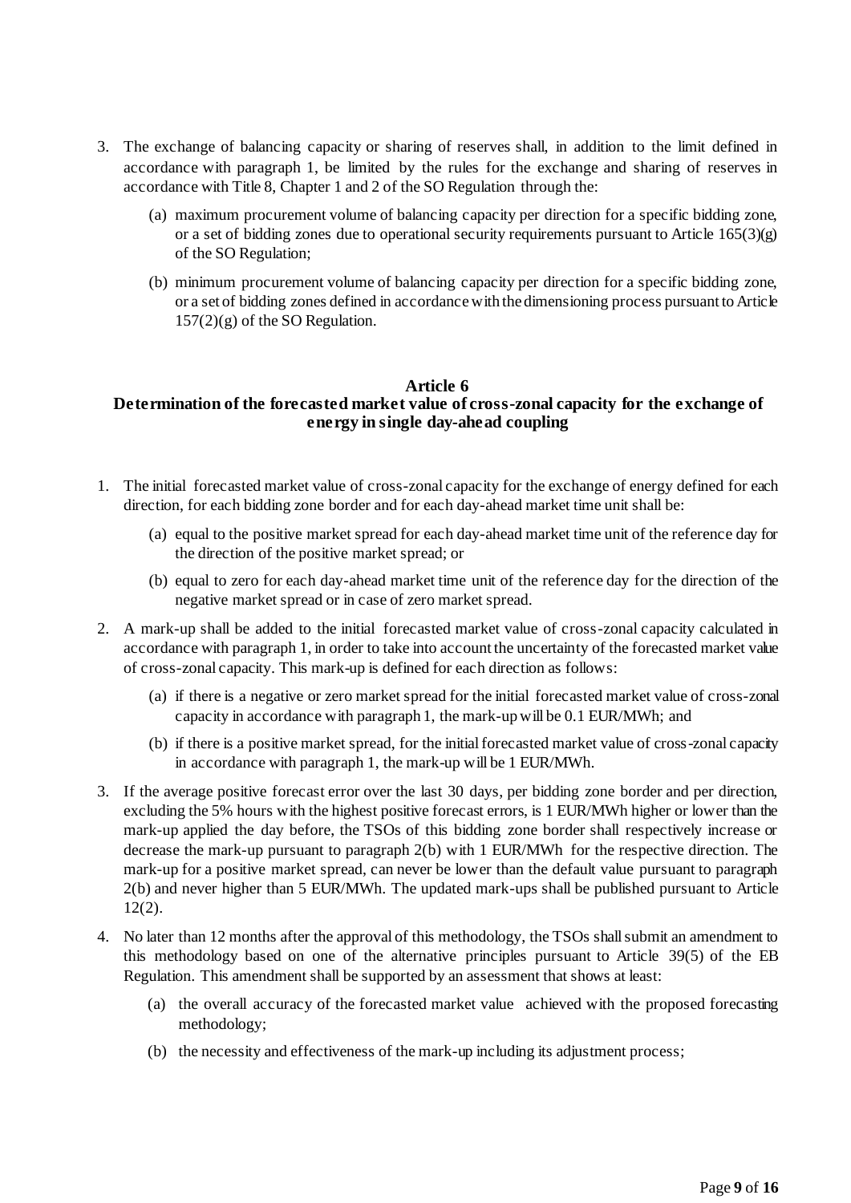3. The exchange of balancing capacity or sharing of reserves shall, in addition to the limit defined in accordance with paragraph 1, be limited by the rules for the exchange and sharing of reserves in accordance with Title 8, Chapter 1 and 2 of the SO Regulation through the:

   (a) maximum procurement volume of balancing capacity per direction for a specific bidding zone, or a set of bidding zones due to operational security requirements pursuant to Article 165(3)(g) of the SO Regulation;

   (b) minimum procurement volume of balancing capacity per direction for a specific bidding zone, or a set of bidding zones defined in accordance with the dimensioning process pursuant to Article 157(2)(g) of the SO Regulation.

## Article 6
## Determination of the forecasted market value of cross-zonal capacity for the exchange of energy in single day-ahead coupling

1. The initial forecasted market value of cross-zonal capacity for the exchange of energy defined for each direction, for each bidding zone border and for each day-ahead market time unit shall be:

   (a) equal to the positive market spread for each day-ahead market time unit of the reference day for the direction of the positive market spread; or

   (b) equal to zero for each day-ahead market time unit of the reference day for the direction of the negative market spread or in case of zero market spread.

2. A mark-up shall be added to the initial forecasted market value of cross-zonal capacity calculated in accordance with paragraph 1, in order to take into account the uncertainty of the forecasted market value of cross-zonal capacity. This mark-up is defined for each direction as follows:

   (a) if there is a negative or zero market spread for the initial forecasted market value of cross-zonal capacity in accordance with paragraph 1, the mark-up will be 0.1 EUR/MWh; and

   (b) if there is a positive market spread, for the initial forecasted market value of cross-zonal capacity in accordance with paragraph 1, the mark-up will be 1 EUR/MWh.

3. If the average positive forecast error over the last 30 days, per bidding zone border and per direction, excluding the 5% hours with the highest positive forecast errors, is 1 EUR/MWh higher or lower than the mark-up applied the day before, the TSOs of this bidding zone border shall respectively increase or decrease the mark-up pursuant to paragraph 2(b) with 1 EUR/MWh for the respective direction. The mark-up for a positive market spread, can never be lower than the default value pursuant to paragraph 2(b) and never higher than 5 EUR/MWh. The updated mark-ups shall be published pursuant to Article 12(2).

4. No later than 12 months after the approval of this methodology, the TSOs shall submit an amendment to this methodology based on one of the alternative principles pursuant to Article 39(5) of the EB Regulation. This amendment shall be supported by an assessment that shows at least:

   (a) the overall accuracy of the forecasted market value achieved with the proposed forecasting methodology;

   (b) the necessity and effectiveness of the mark-up including its adjustment process;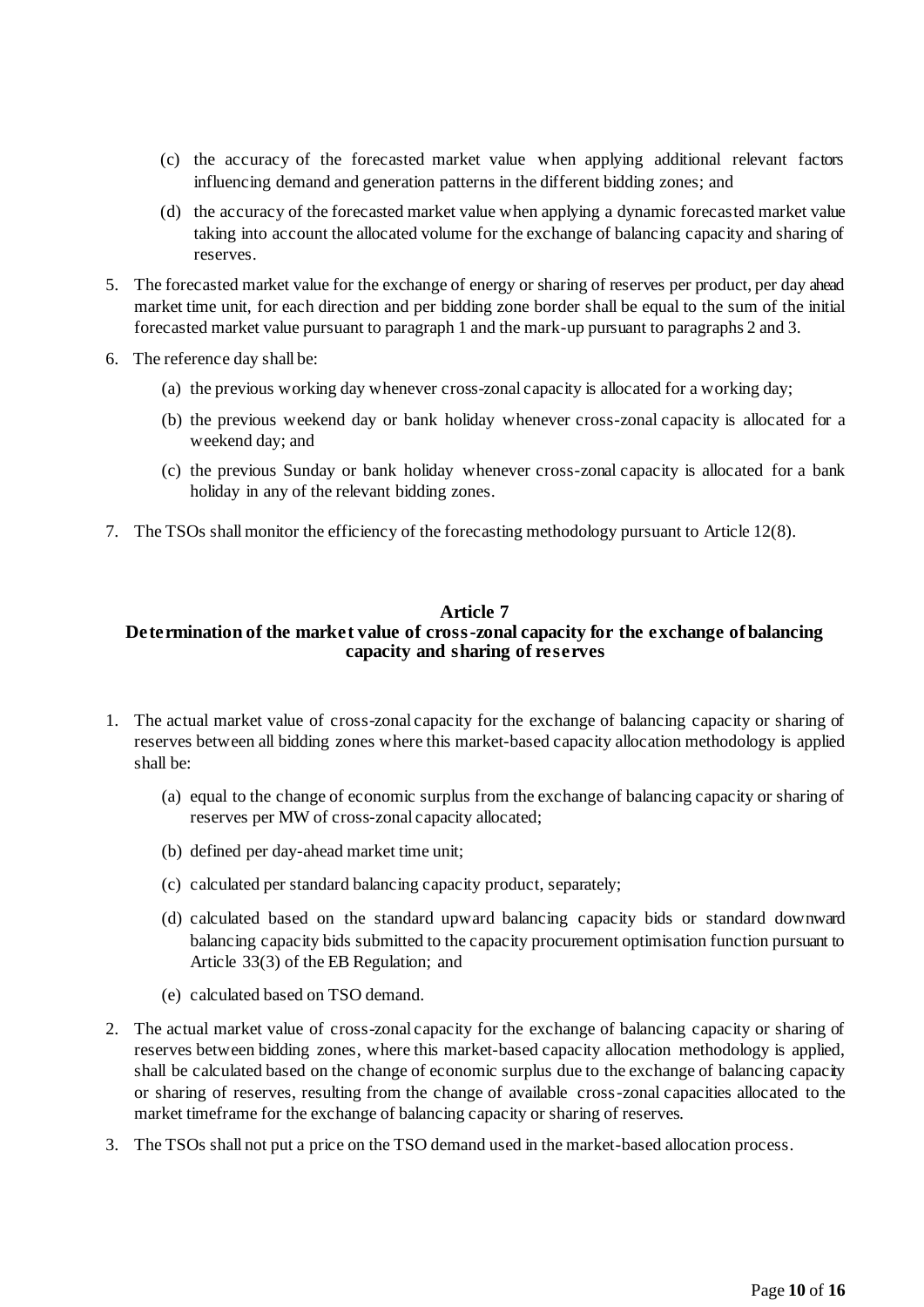(c) the accuracy of the forecasted market value when applying additional relevant factors influencing demand and generation patterns in the different bidding zones; and

(d) the accuracy of the forecasted market value when applying a dynamic forecasted market value taking into account the allocated volume for the exchange of balancing capacity and sharing of reserves.

5. The forecasted market value for the exchange of energy or sharing of reserves per product, per day ahead market time unit, for each direction and per bidding zone border shall be equal to the sum of the initial forecasted market value pursuant to paragraph 1 and the mark-up pursuant to paragraphs 2 and 3.

6. The reference day shall be:

   (a) the previous working day whenever cross-zonal capacity is allocated for a working day;

   (b) the previous weekend day or bank holiday whenever cross-zonal capacity is allocated for a weekend day; and

   (c) the previous Sunday or bank holiday whenever cross-zonal capacity is allocated for a bank holiday in any of the relevant bidding zones.

7. The TSOs shall monitor the efficiency of the forecasting methodology pursuant to Article 12(8).

## Article 7
## Determination of the market value of cross-zonal capacity for the exchange of balancing capacity and sharing of reserves

1. The actual market value of cross-zonal capacity for the exchange of balancing capacity or sharing of reserves between all bidding zones where this market-based capacity allocation methodology is applied shall be:

   (a) equal to the change of economic surplus from the exchange of balancing capacity or sharing of reserves per MW of cross-zonal capacity allocated;

   (b) defined per day-ahead market time unit;

   (c) calculated per standard balancing capacity product, separately;

   (d) calculated based on the standard upward balancing capacity bids or standard downward balancing capacity bids submitted to the capacity procurement optimisation function pursuant to Article 33(3) of the EB Regulation; and

   (e) calculated based on TSO demand.

2. The actual market value of cross-zonal capacity for the exchange of balancing capacity or sharing of reserves between bidding zones, where this market-based capacity allocation methodology is applied, shall be calculated based on the change of economic surplus due to the exchange of balancing capacity or sharing of reserves, resulting from the change of available cross-zonal capacities allocated to the market timeframe for the exchange of balancing capacity or sharing of reserves.

3. The TSOs shall not put a price on the TSO demand used in the market-based allocation process.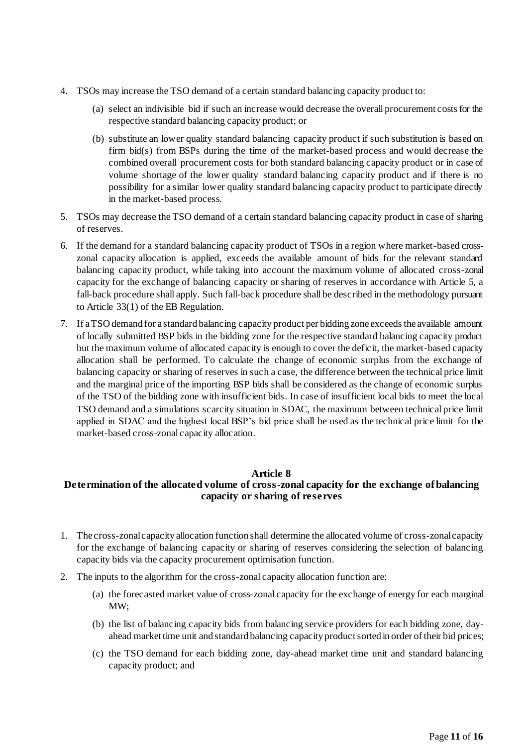4. TSOs may increase the TSO demand of a certain standard balancing capacity product to:

   (a) select an indivisible bid if such an increase would decrease the overall procurement costs for the respective standard balancing capacity product; or

   (b) substitute an lower quality standard balancing capacity product if such substitution is based on firm bid(s) from BSPs during the time of the market-based process and would decrease the combined overall procurement costs for both standard balancing capacity product or in case of volume shortage of the lower quality standard balancing capacity product and if there is no possibility for a similar lower quality standard balancing capacity product to participate directly in the market-based process.

5. TSOs may decrease the TSO demand of a certain standard balancing capacity product in case of sharing of reserves.

6. If the demand for a standard balancing capacity product of TSOs in a region where market-based cross-zonal capacity allocation is applied, exceeds the available amount of bids for the relevant standard balancing capacity product, while taking into account the maximum volume of allocated cross-zonal capacity for the exchange of balancing capacity or sharing of reserves in accordance with Article 5, a fall-back procedure shall apply. Such fall-back procedure shall be described in the methodology pursuant to Article 33(1) of the EB Regulation.

7. If a TSO demand for a standard balancing capacity product per bidding zone exceeds the available amount of locally submitted BSP bids in the bidding zone for the respective standard balancing capacity product but the maximum volume of allocated capacity is enough to cover the deficit, the market-based capacity allocation shall be performed. To calculate the change of economic surplus from the exchange of balancing capacity or sharing of reserves in such a case, the difference between the technical price limit and the marginal price of the importing BSP bids shall be considered as the change of economic surplus of the TSO of the bidding zone with insufficient bids. In case of insufficient local bids to meet the local TSO demand and a simulations scarcity situation in SDAC, the maximum between technical price limit applied in SDAC and the highest local BSP's bid price shall be used as the technical price limit for the market-based cross-zonal capacity allocation.

## Article 8
## Determination of the allocated volume of cross-zonal capacity for the exchange of balancing capacity or sharing of reserves

1. The cross-zonal capacity allocation function shall determine the allocated volume of cross-zonal capacity for the exchange of balancing capacity or sharing of reserves considering the selection of balancing capacity bids via the capacity procurement optimisation function.

2. The inputs to the algorithm for the cross-zonal capacity allocation function are:

   (a) the forecasted market value of cross-zonal capacity for the exchange of energy for each marginal MW;

   (b) the list of balancing capacity bids from balancing service providers for each bidding zone, day-ahead market time unit and standard balancing capacity product sorted in order of their bid prices;

   (c) the TSO demand for each bidding zone, day-ahead market time unit and standard balancing capacity product; and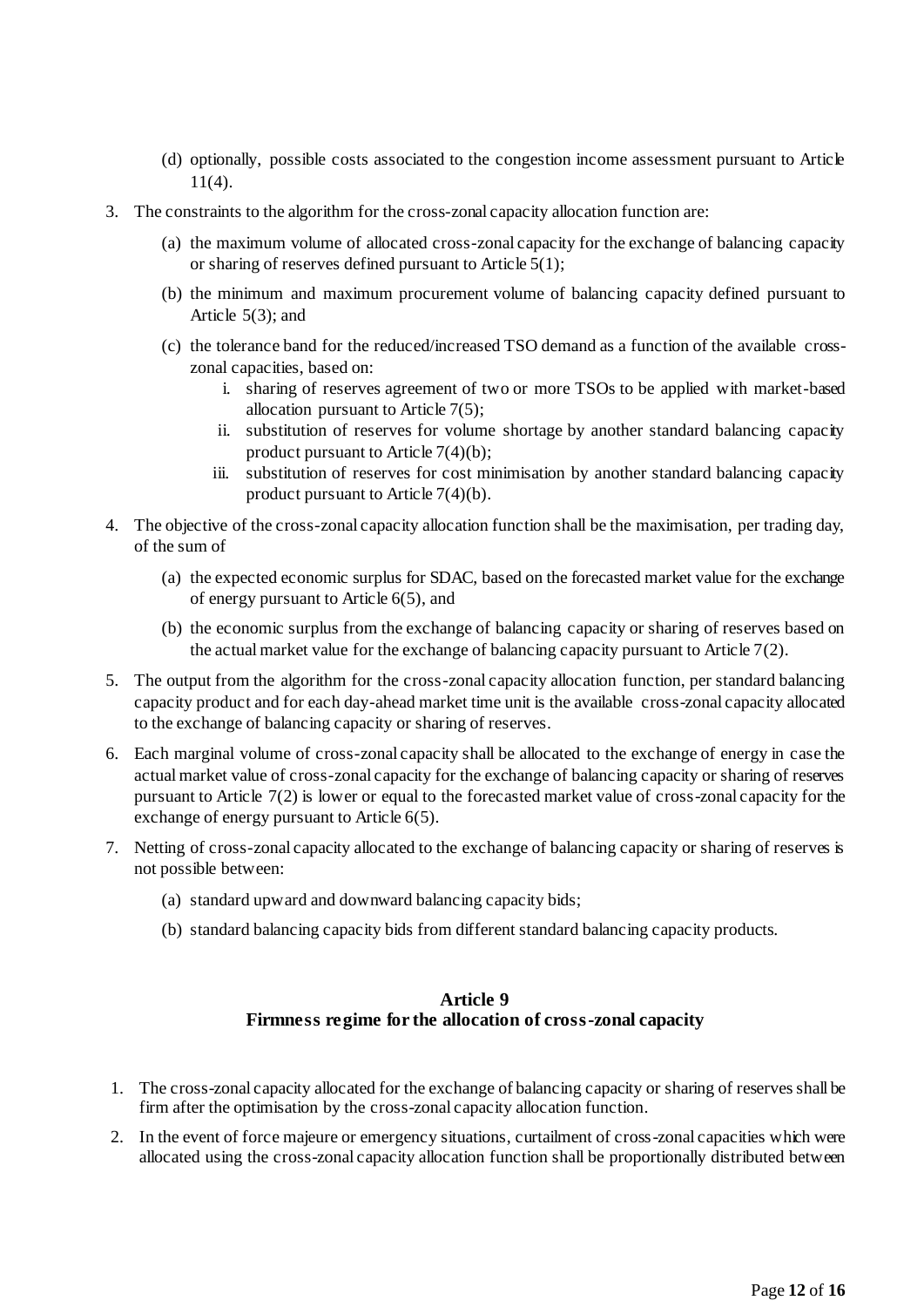(d) optionally, possible costs associated to the congestion income assessment pursuant to Article 11(4).

3. The constraints to the algorithm for the cross-zonal capacity allocation function are:

   (a) the maximum volume of allocated cross-zonal capacity for the exchange of balancing capacity or sharing of reserves defined pursuant to Article 5(1);

   (b) the minimum and maximum procurement volume of balancing capacity defined pursuant to Article 5(3); and

   (c) the tolerance band for the reduced/increased TSO demand as a function of the available cross-zonal capacities, based on:

      i. sharing of reserves agreement of two or more TSOs to be applied with market-based allocation pursuant to Article 7(5);

      ii. substitution of reserves for volume shortage by another standard balancing capacity product pursuant to Article 7(4)(b);

      iii. substitution of reserves for cost minimisation by another standard balancing capacity product pursuant to Article 7(4)(b).

4. The objective of the cross-zonal capacity allocation function shall be the maximisation, per trading day, of the sum of

   (a) the expected economic surplus for SDAC, based on the forecasted market value for the exchange of energy pursuant to Article 6(5), and

   (b) the economic surplus from the exchange of balancing capacity or sharing of reserves based on the actual market value for the exchange of balancing capacity pursuant to Article 7(2).

5. The output from the algorithm for the cross-zonal capacity allocation function, per standard balancing capacity product and for each day-ahead market time unit is the available cross-zonal capacity allocated to the exchange of balancing capacity or sharing of reserves.

6. Each marginal volume of cross-zonal capacity shall be allocated to the exchange of energy in case the actual market value of cross-zonal capacity for the exchange of balancing capacity or sharing of reserves pursuant to Article 7(2) is lower or equal to the forecasted market value of cross-zonal capacity for the exchange of energy pursuant to Article 6(5).

7. Netting of cross-zonal capacity allocated to the exchange of balancing capacity or sharing of reserves is not possible between:

   (a) standard upward and downward balancing capacity bids;

   (b) standard balancing capacity bids from different standard balancing capacity products.

## Article 9
## Firmness regime for the allocation of cross-zonal capacity

1. The cross-zonal capacity allocated for the exchange of balancing capacity or sharing of reserves shall be firm after the optimisation by the cross-zonal capacity allocation function.

2. In the event of force majeure or emergency situations, curtailment of cross-zonal capacities which were allocated using the cross-zonal capacity allocation function shall be proportionally distributed between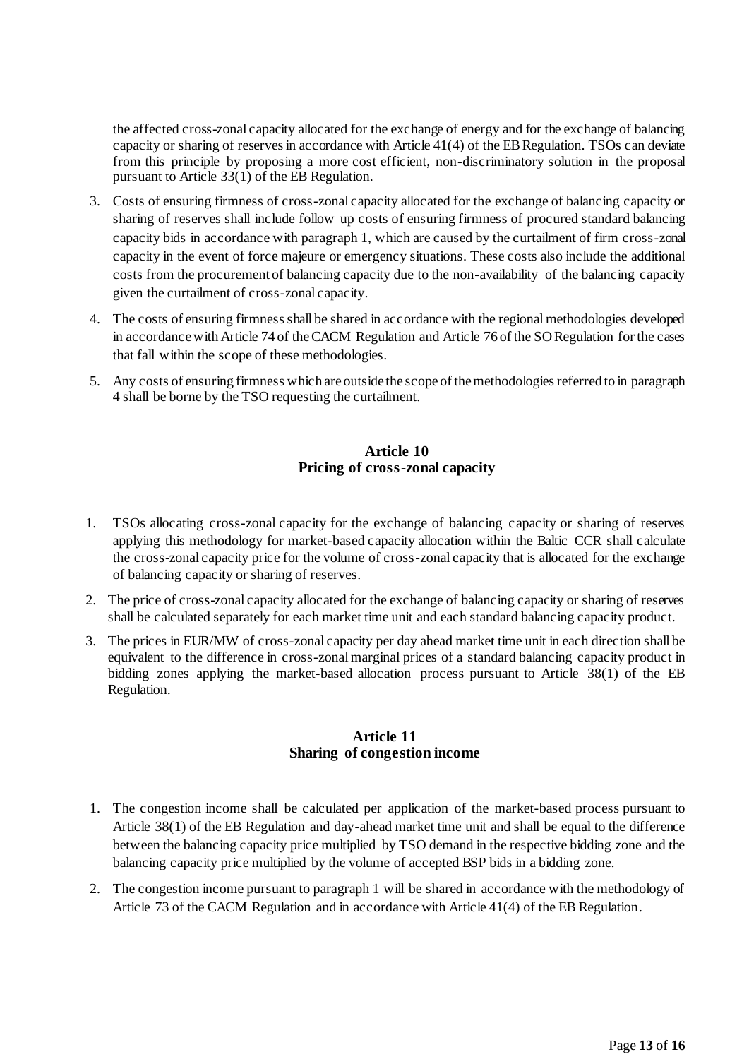the affected cross-zonal capacity allocated for the exchange of energy and for the exchange of balancing capacity or sharing of reserves in accordance with Article 41(4) of the EB Regulation. TSOs can deviate from this principle by proposing a more cost efficient, non-discriminatory solution in the proposal pursuant to Article 33(1) of the EB Regulation.

3. Costs of ensuring firmness of cross-zonal capacity allocated for the exchange of balancing capacity or sharing of reserves shall include follow up costs of ensuring firmness of procured standard balancing capacity bids in accordance with paragraph 1, which are caused by the curtailment of firm cross-zonal capacity in the event of force majeure or emergency situations. These costs also include the additional costs from the procurement of balancing capacity due to the non-availability of the balancing capacity given the curtailment of cross-zonal capacity.
4. The costs of ensuring firmness shall be shared in accordance with the regional methodologies developed in accordance with Article 74 of the CACM Regulation and Article 76 of the SO Regulation for the cases that fall within the scope of these methodologies.
5. Any costs of ensuring firmness which are outside the scope of the methodologies referred to in paragraph 4 shall be borne by the TSO requesting the curtailment.

## Article 10
## Pricing of cross-zonal capacity

1. TSOs allocating cross-zonal capacity for the exchange of balancing capacity or sharing of reserves applying this methodology for market-based capacity allocation within the Baltic CCR shall calculate the cross-zonal capacity price for the volume of cross-zonal capacity that is allocated for the exchange of balancing capacity or sharing of reserves.
2. The price of cross-zonal capacity allocated for the exchange of balancing capacity or sharing of reserves shall be calculated separately for each market time unit and each standard balancing capacity product.
3. The prices in EUR/MW of cross-zonal capacity per day ahead market time unit in each direction shall be equivalent to the difference in cross-zonal marginal prices of a standard balancing capacity product in bidding zones applying the market-based allocation process pursuant to Article 38(1) of the EB Regulation.

## Article 11
## Sharing of congestion income

1. The congestion income shall be calculated per application of the market-based process pursuant to Article 38(1) of the EB Regulation and day-ahead market time unit and shall be equal to the difference between the balancing capacity price multiplied by TSO demand in the respective bidding zone and the balancing capacity price multiplied by the volume of accepted BSP bids in a bidding zone.
2. The congestion income pursuant to paragraph 1 will be shared in accordance with the methodology of Article 73 of the CACM Regulation and in accordance with Article 41(4) of the EB Regulation.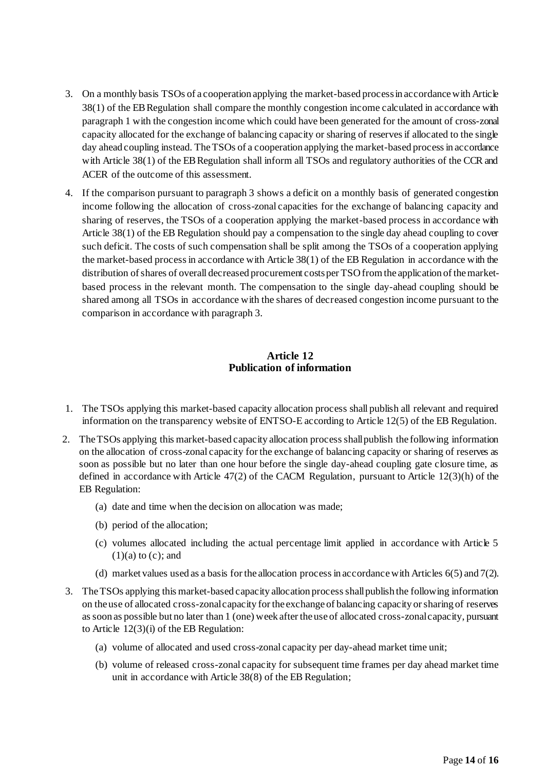3. On a monthly basis TSOs of a cooperation applying the market-based process in accordance with Article 38(1) of the EB Regulation shall compare the monthly congestion income calculated in accordance with paragraph 1 with the congestion income which could have been generated for the amount of cross-zonal capacity allocated for the exchange of balancing capacity or sharing of reserves if allocated to the single day ahead coupling instead. The TSOs of a cooperation applying the market-based process in accordance with Article 38(1) of the EB Regulation shall inform all TSOs and regulatory authorities of the CCR and ACER of the outcome of this assessment.

4. If the comparison pursuant to paragraph 3 shows a deficit on a monthly basis of generated congestion income following the allocation of cross-zonal capacities for the exchange of balancing capacity and sharing of reserves, the TSOs of a cooperation applying the market-based process in accordance with Article 38(1) of the EB Regulation should pay a compensation to the single day ahead coupling to cover such deficit. The costs of such compensation shall be split among the TSOs of a cooperation applying the market-based process in accordance with Article 38(1) of the EB Regulation in accordance with the distribution of shares of overall decreased procurement costs per TSO from the application of the market-based process in the relevant month. The compensation to the single day-ahead coupling should be shared among all TSOs in accordance with the shares of decreased congestion income pursuant to the comparison in accordance with paragraph 3.

## Article 12
## Publication of information

1. The TSOs applying this market-based capacity allocation process shall publish all relevant and required information on the transparency website of ENTSO-E according to Article 12(5) of the EB Regulation.

2. The TSOs applying this market-based capacity allocation process shall publish the following information on the allocation of cross-zonal capacity for the exchange of balancing capacity or sharing of reserves as soon as possible but no later than one hour before the single day-ahead coupling gate closure time, as defined in accordance with Article 47(2) of the CACM Regulation, pursuant to Article 12(3)(h) of the EB Regulation:
   (a) date and time when the decision on allocation was made;
   (b) period of the allocation;
   (c) volumes allocated including the actual percentage limit applied in accordance with Article 5 (1)(a) to (c); and
   (d) market values used as a basis for the allocation process in accordance with Articles 6(5) and 7(2).

3. The TSOs applying this market-based capacity allocation process shall publish the following information on the use of allocated cross-zonal capacity for the exchange of balancing capacity or sharing of reserves as soon as possible but no later than 1 (one) week after the use of allocated cross-zonal capacity, pursuant to Article 12(3)(i) of the EB Regulation:
   (a) volume of allocated and used cross-zonal capacity per day-ahead market time unit;
   (b) volume of released cross-zonal capacity for subsequent time frames per day ahead market time unit in accordance with Article 38(8) of the EB Regulation;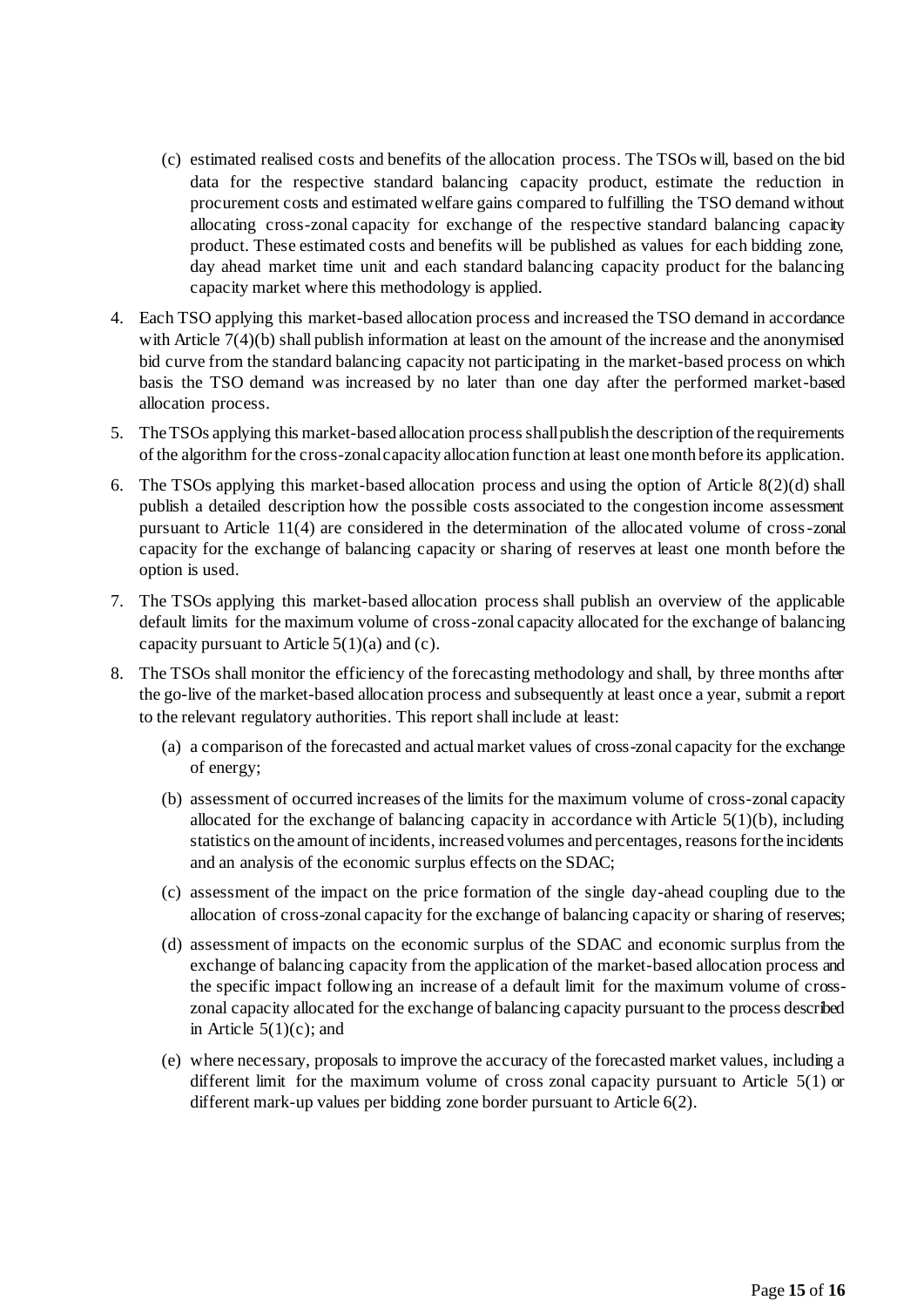(c) estimated realised costs and benefits of the allocation process. The TSOs will, based on the bid data for the respective standard balancing capacity product, estimate the reduction in procurement costs and estimated welfare gains compared to fulfilling the TSO demand without allocating cross-zonal capacity for exchange of the respective standard balancing capacity product. These estimated costs and benefits will be published as values for each bidding zone, day ahead market time unit and each standard balancing capacity product for the balancing capacity market where this methodology is applied.

4. Each TSO applying this market-based allocation process and increased the TSO demand in accordance with Article 7(4)(b) shall publish information at least on the amount of the increase and the anonymised bid curve from the standard balancing capacity not participating in the market-based process on which basis the TSO demand was increased by no later than one day after the performed market-based allocation process.

5. The TSOs applying this market-based allocation process shall publish the description of the requirements of the algorithm for the cross-zonal capacity allocation function at least one month before its application.

6. The TSOs applying this market-based allocation process and using the option of Article 8(2)(d) shall publish a detailed description how the possible costs associated to the congestion income assessment pursuant to Article 11(4) are considered in the determination of the allocated volume of cross-zonal capacity for the exchange of balancing capacity or sharing of reserves at least one month before the option is used.

7. The TSOs applying this market-based allocation process shall publish an overview of the applicable default limits for the maximum volume of cross-zonal capacity allocated for the exchange of balancing capacity pursuant to Article 5(1)(a) and (c).

8. The TSOs shall monitor the efficiency of the forecasting methodology and shall, by three months after the go-live of the market-based allocation process and subsequently at least once a year, submit a report to the relevant regulatory authorities. This report shall include at least:

   (a) a comparison of the forecasted and actual market values of cross-zonal capacity for the exchange of energy;

   (b) assessment of occurred increases of the limits for the maximum volume of cross-zonal capacity allocated for the exchange of balancing capacity in accordance with Article 5(1)(b), including statistics on the amount of incidents, increased volumes and percentages, reasons for the incidents and an analysis of the economic surplus effects on the SDAC;

   (c) assessment of the impact on the price formation of the single day-ahead coupling due to the allocation of cross-zonal capacity for the exchange of balancing capacity or sharing of reserves;

   (d) assessment of impacts on the economic surplus of the SDAC and economic surplus from the exchange of balancing capacity from the application of the market-based allocation process and the specific impact following an increase of a default limit for the maximum volume of cross-zonal capacity allocated for the exchange of balancing capacity pursuant to the process described in Article 5(1)(c); and

   (e) where necessary, proposals to improve the accuracy of the forecasted market values, including a different limit for the maximum volume of cross zonal capacity pursuant to Article 5(1) or different mark-up values per bidding zone border pursuant to Article 6(2).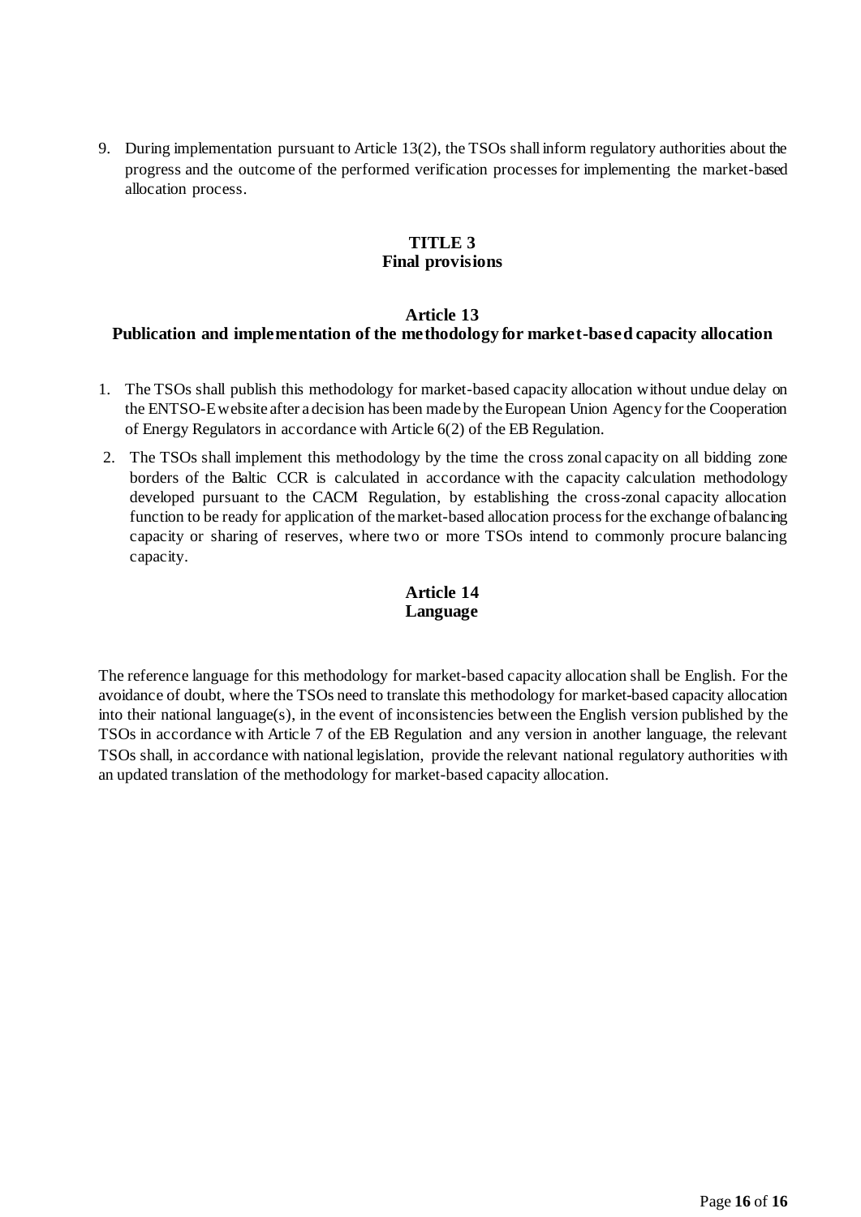9. During implementation pursuant to Article 13(2), the TSOs shall inform regulatory authorities about the progress and the outcome of the performed verification processes for implementing the market-based allocation process.

## TITLE 3
## Final provisions

### Article 13
### Publication and implementation of the methodology for market-based capacity allocation

1. The TSOs shall publish this methodology for market-based capacity allocation without undue delay on the ENTSO-E website after a decision has been made by the European Union Agency for the Cooperation of Energy Regulators in accordance with Article 6(2) of the EB Regulation.
2. The TSOs shall implement this methodology by the time the cross zonal capacity on all bidding zone borders of the Baltic CCR is calculated in accordance with the capacity calculation methodology developed pursuant to the CACM Regulation, by establishing the cross-zonal capacity allocation function to be ready for application of the market-based allocation process for the exchange of balancing capacity or sharing of reserves, where two or more TSOs intend to commonly procure balancing capacity.

### Article 14
### Language

The reference language for this methodology for market-based capacity allocation shall be English. For the avoidance of doubt, where the TSOs need to translate this methodology for market-based capacity allocation into their national language(s), in the event of inconsistencies between the English version published by the TSOs in accordance with Article 7 of the EB Regulation and any version in another language, the relevant TSOs shall, in accordance with national legislation, provide the relevant national regulatory authorities with an updated translation of the methodology for market-based capacity allocation.